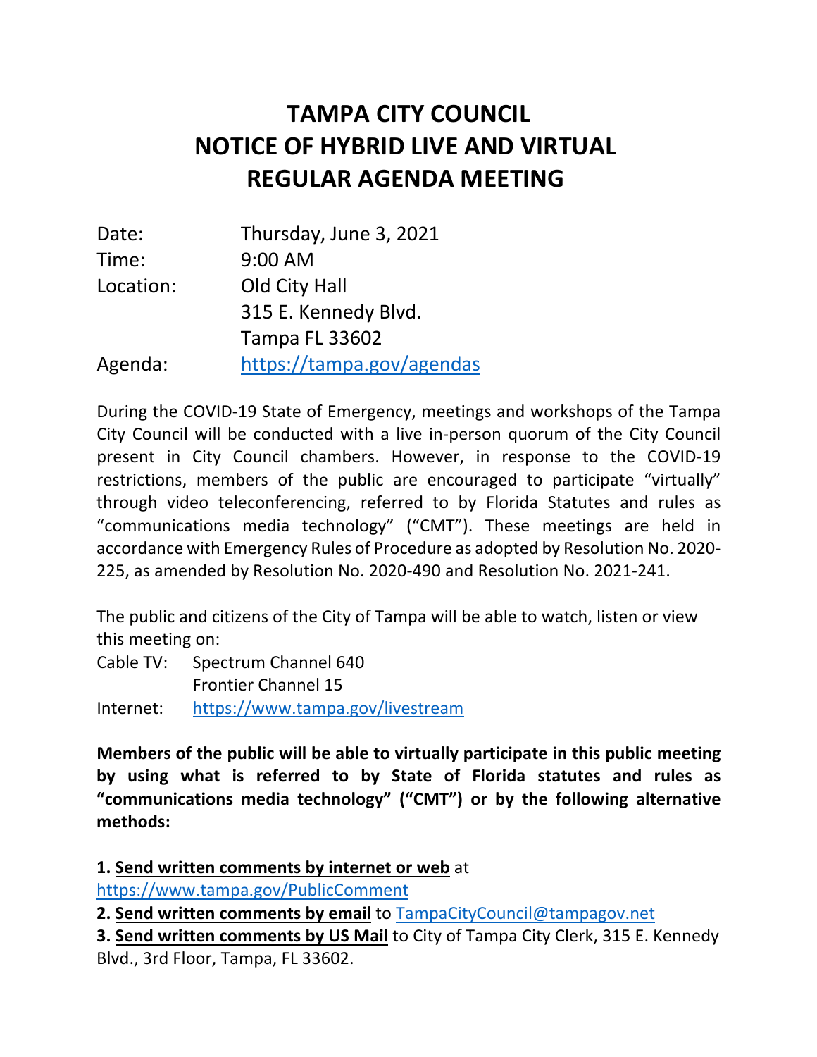# TAMPA CITY COUNCIL
# NOTICE OF HYBRID LIVE AND VIRTUAL REGULAR AGENDA MEETING

| | |
|---|---|
| Date: | Thursday, June 3, 2021 |
| Time: | 9:00 AM |
| Location: | Old City Hall<br>315 E. Kennedy Blvd.<br>Tampa FL 33602 |
| Agenda: | https://tampa.gov/agendas |

During the COVID-19 State of Emergency, meetings and workshops of the Tampa City Council will be conducted with a live in-person quorum of the City Council present in City Council chambers. However, in response to the COVID-19 restrictions, members of the public are encouraged to participate "virtually" through video teleconferencing, referred to by Florida Statutes and rules as "communications media technology" ("CMT"). These meetings are held in accordance with Emergency Rules of Procedure as adopted by Resolution No. 2020-225, as amended by Resolution No. 2020-490 and Resolution No. 2021-241.

The public and citizens of the City of Tampa will be able to watch, listen or view this meeting on:

| | |
|---|---|
| Cable TV: | Spectrum Channel 640<br>Frontier Channel 15 |
| Internet: | https://www.tampa.gov/livestream |

**Members of the public will be able to virtually participate in this public meeting by using what is referred to by State of Florida statutes and rules as "communications media technology" ("CMT") or by the following alternative methods:**

**1. Send written comments by internet or web** at https://www.tampa.gov/PublicComment

**2. Send written comments by email** to TampaCityCouncil@tampagov.net

**3. Send written comments by US Mail** to City of Tampa City Clerk, 315 E. Kennedy Blvd., 3rd Floor, Tampa, FL 33602.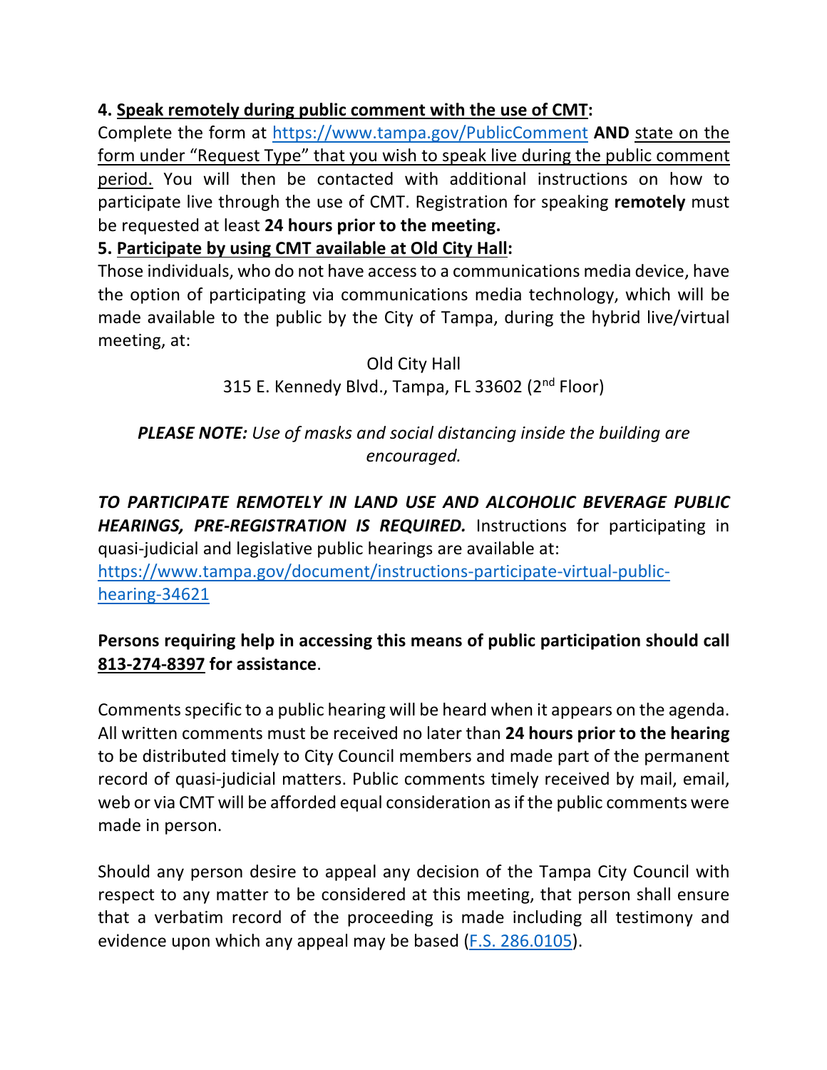**4. Speak remotely during public comment with the use of CMT:**
Complete the form at https://www.tampa.gov/PublicComment **AND** state on the form under "Request Type" that you wish to speak live during the public comment period. You will then be contacted with additional instructions on how to participate live through the use of CMT. Registration for speaking **remotely** must be requested at least **24 hours prior to the meeting.**

**5. Participate by using CMT available at Old City Hall:**
Those individuals, who do not have access to a communications media device, have the option of participating via communications media technology, which will be made available to the public by the City of Tampa, during the hybrid live/virtual meeting, at:

Old City Hall
315 E. Kennedy Blvd., Tampa, FL 33602 (2nd Floor)

***PLEASE NOTE:*** *Use of masks and social distancing inside the building are encouraged.*

***TO PARTICIPATE REMOTELY IN LAND USE AND ALCOHOLIC BEVERAGE PUBLIC HEARINGS, PRE-REGISTRATION IS REQUIRED.*** Instructions for participating in quasi-judicial and legislative public hearings are available at: https://www.tampa.gov/document/instructions-participate-virtual-public-hearing-34621

**Persons requiring help in accessing this means of public participation should call 813-274-8397 for assistance**.

Comments specific to a public hearing will be heard when it appears on the agenda. All written comments must be received no later than **24 hours prior to the hearing** to be distributed timely to City Council members and made part of the permanent record of quasi-judicial matters. Public comments timely received by mail, email, web or via CMT will be afforded equal consideration as if the public comments were made in person.

Should any person desire to appeal any decision of the Tampa City Council with respect to any matter to be considered at this meeting, that person shall ensure that a verbatim record of the proceeding is made including all testimony and evidence upon which any appeal may be based (F.S. 286.0105).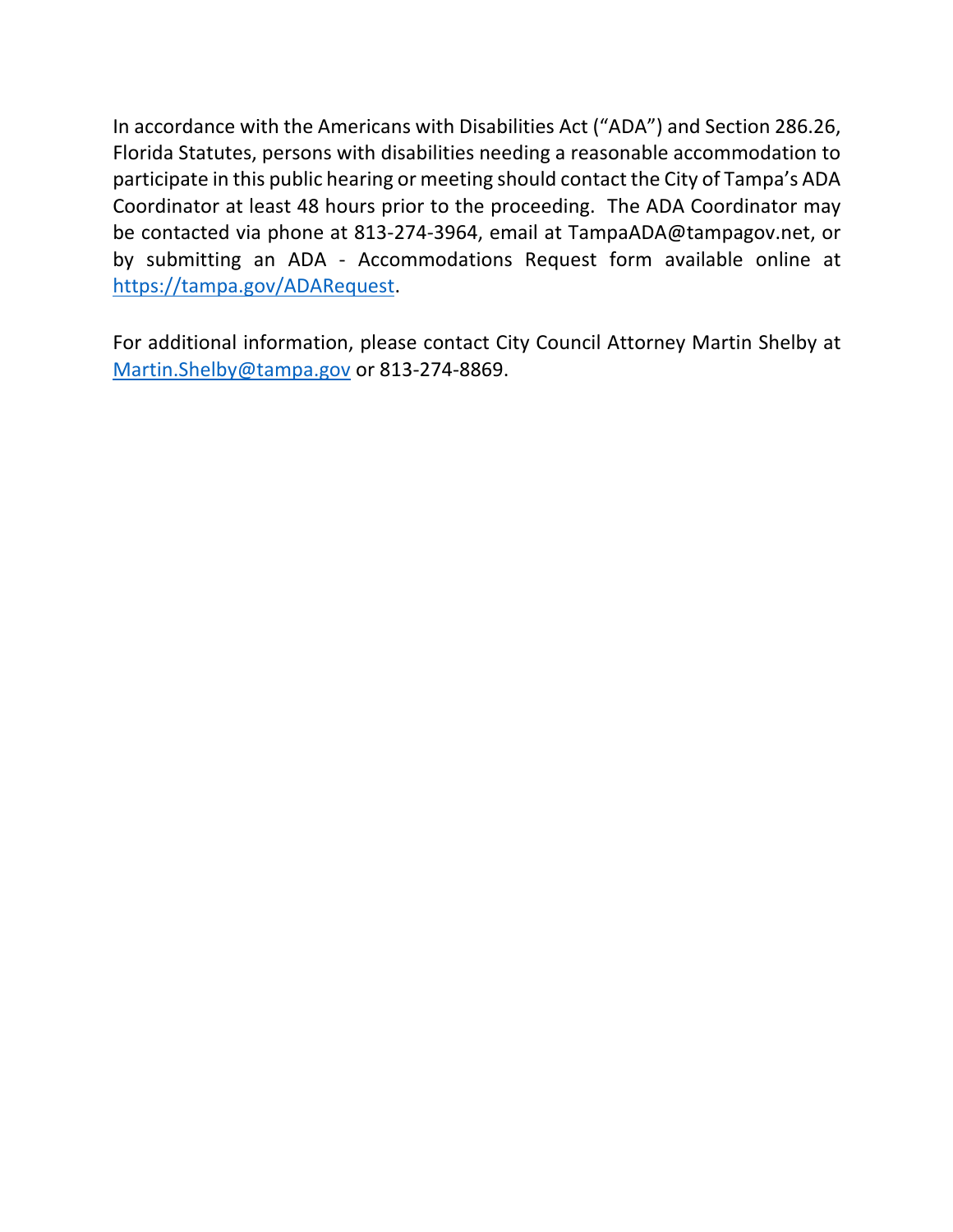In accordance with the Americans with Disabilities Act ("ADA") and Section 286.26, Florida Statutes, persons with disabilities needing a reasonable accommodation to participate in this public hearing or meeting should contact the City of Tampa's ADA Coordinator at least 48 hours prior to the proceeding. The ADA Coordinator may be contacted via phone at 813-274-3964, email at TampaADA@tampagov.net, or by submitting an ADA - Accommodations Request form available online at https://tampa.gov/ADARequest.

For additional information, please contact City Council Attorney Martin Shelby at Martin.Shelby@tampa.gov or 813-274-8869.